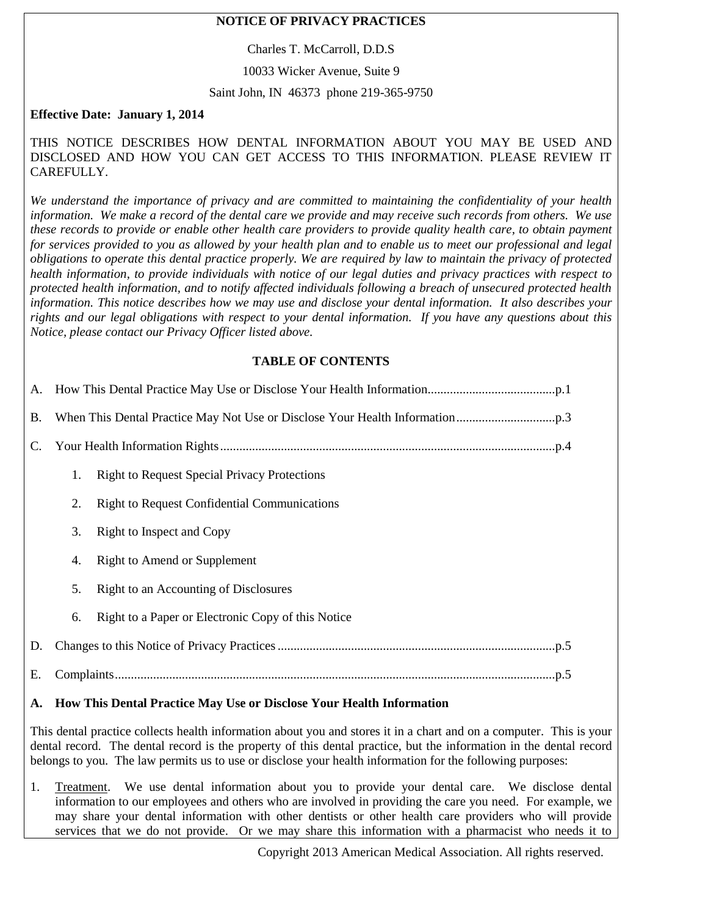# NOTICE OF PRIVACY PRACTICES

Charles T. McCarroll, D.D.S

10033 Wicker Avenue, Suite 9

Saint John, IN 46373 phone 219-365-9750

**Effective Date: January 1, 2014**

THIS NOTICE DESCRIBES HOW DENTAL INFORMATION ABOUT YOU MAY BE USED AND DISCLOSED AND HOW YOU CAN GET ACCESS TO THIS INFORMATION. PLEASE REVIEW IT CAREFULLY.

*We understand the importance of privacy and are committed to maintaining the confidentiality of your health information. We make a record of the dental care we provide and may receive such records from others. We use these records to provide or enable other health care providers to provide quality health care, to obtain payment for services provided to you as allowed by your health plan and to enable us to meet our professional and legal obligations to operate this dental practice properly. We are required by law to maintain the privacy of protected health information, to provide individuals with notice of our legal duties and privacy practices with respect to protected health information, and to notify affected individuals following a breach of unsecured protected health information. This notice describes how we may use and disclose your dental information. It also describes your rights and our legal obligations with respect to your dental information. If you have any questions about this Notice, please contact our Privacy Officer listed above.*

## TABLE OF CONTENTS

A. How This Dental Practice May Use or Disclose Your Health Information........................................p.1

B. When This Dental Practice May Not Use or Disclose Your Health Information...............................p.3

C. Your Health Information Rights........................................................................................................p.4

1. Right to Request Special Privacy Protections
2. Right to Request Confidential Communications
3. Right to Inspect and Copy
4. Right to Amend or Supplement
5. Right to an Accounting of Disclosures
6. Right to a Paper or Electronic Copy of this Notice

D. Changes to this Notice of Privacy Practices.......................................................................................p.5

E. Complaints.........................................................................................................................................p.5

## A. How This Dental Practice May Use or Disclose Your Health Information

This dental practice collects health information about you and stores it in a chart and on a computer. This is your dental record. The dental record is the property of this dental practice, but the information in the dental record belongs to you. The law permits us to use or disclose your health information for the following purposes:

1. Treatment. We use dental information about you to provide your dental care. We disclose dental information to our employees and others who are involved in providing the care you need. For example, we may share your dental information with other dentists or other health care providers who will provide services that we do not provide. Or we may share this information with a pharmacist who needs it to

Copyright 2013 American Medical Association. All rights reserved.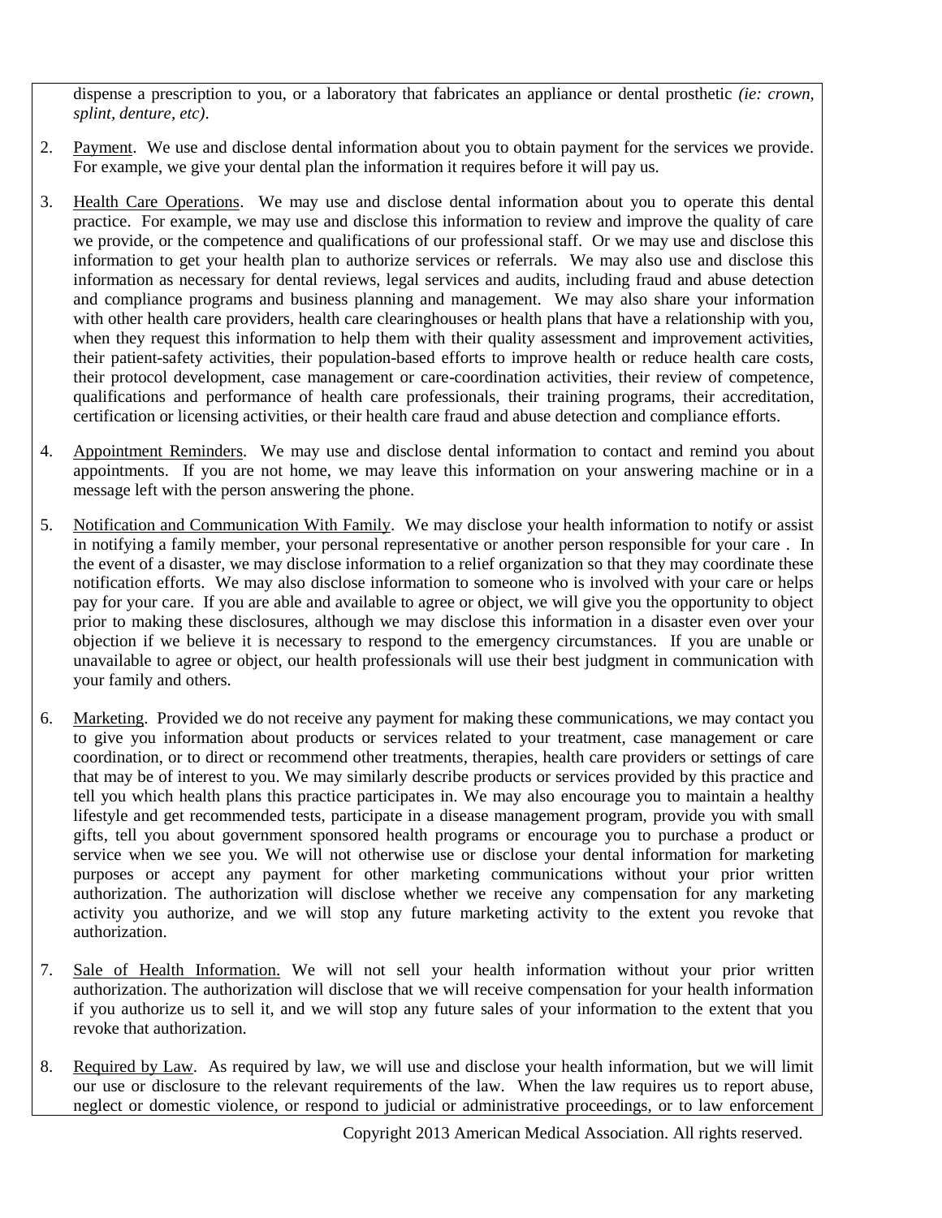dispense a prescription to you, or a laboratory that fabricates an appliance or dental prosthetic *(ie: crown, splint, denture, etc)*.

2. Payment. We use and disclose dental information about you to obtain payment for the services we provide. For example, we give your dental plan the information it requires before it will pay us.

3. Health Care Operations. We may use and disclose dental information about you to operate this dental practice. For example, we may use and disclose this information to review and improve the quality of care we provide, or the competence and qualifications of our professional staff. Or we may use and disclose this information to get your health plan to authorize services or referrals. We may also use and disclose this information as necessary for dental reviews, legal services and audits, including fraud and abuse detection and compliance programs and business planning and management. We may also share your information with other health care providers, health care clearinghouses or health plans that have a relationship with you, when they request this information to help them with their quality assessment and improvement activities, their patient-safety activities, their population-based efforts to improve health or reduce health care costs, their protocol development, case management or care-coordination activities, their review of competence, qualifications and performance of health care professionals, their training programs, their accreditation, certification or licensing activities, or their health care fraud and abuse detection and compliance efforts.

4. Appointment Reminders. We may use and disclose dental information to contact and remind you about appointments. If you are not home, we may leave this information on your answering machine or in a message left with the person answering the phone.

5. Notification and Communication With Family. We may disclose your health information to notify or assist in notifying a family member, your personal representative or another person responsible for your care . In the event of a disaster, we may disclose information to a relief organization so that they may coordinate these notification efforts. We may also disclose information to someone who is involved with your care or helps pay for your care. If you are able and available to agree or object, we will give you the opportunity to object prior to making these disclosures, although we may disclose this information in a disaster even over your objection if we believe it is necessary to respond to the emergency circumstances. If you are unable or unavailable to agree or object, our health professionals will use their best judgment in communication with your family and others.

6. Marketing. Provided we do not receive any payment for making these communications, we may contact you to give you information about products or services related to your treatment, case management or care coordination, or to direct or recommend other treatments, therapies, health care providers or settings of care that may be of interest to you. We may similarly describe products or services provided by this practice and tell you which health plans this practice participates in. We may also encourage you to maintain a healthy lifestyle and get recommended tests, participate in a disease management program, provide you with small gifts, tell you about government sponsored health programs or encourage you to purchase a product or service when we see you. We will not otherwise use or disclose your dental information for marketing purposes or accept any payment for other marketing communications without your prior written authorization. The authorization will disclose whether we receive any compensation for any marketing activity you authorize, and we will stop any future marketing activity to the extent you revoke that authorization.

7. Sale of Health Information. We will not sell your health information without your prior written authorization. The authorization will disclose that we will receive compensation for your health information if you authorize us to sell it, and we will stop any future sales of your information to the extent that you revoke that authorization.

8. Required by Law. As required by law, we will use and disclose your health information, but we will limit our use or disclosure to the relevant requirements of the law. When the law requires us to report abuse, neglect or domestic violence, or respond to judicial or administrative proceedings, or to law enforcement

Copyright 2013 American Medical Association. All rights reserved.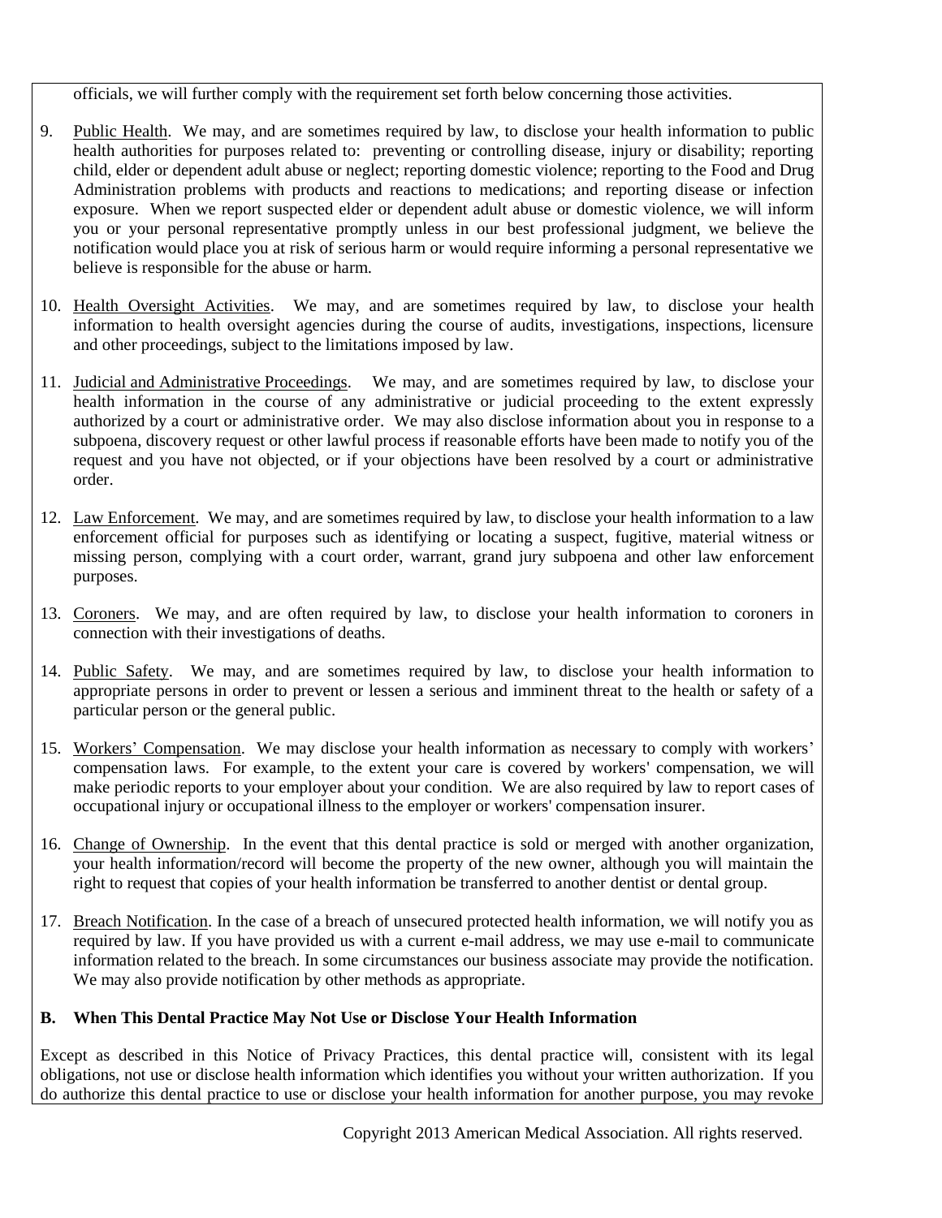officials, we will further comply with the requirement set forth below concerning those activities.

9. Public Health. We may, and are sometimes required by law, to disclose your health information to public health authorities for purposes related to: preventing or controlling disease, injury or disability; reporting child, elder or dependent adult abuse or neglect; reporting domestic violence; reporting to the Food and Drug Administration problems with products and reactions to medications; and reporting disease or infection exposure. When we report suspected elder or dependent adult abuse or domestic violence, we will inform you or your personal representative promptly unless in our best professional judgment, we believe the notification would place you at risk of serious harm or would require informing a personal representative we believe is responsible for the abuse or harm.

10. Health Oversight Activities. We may, and are sometimes required by law, to disclose your health information to health oversight agencies during the course of audits, investigations, inspections, licensure and other proceedings, subject to the limitations imposed by law.

11. Judicial and Administrative Proceedings. We may, and are sometimes required by law, to disclose your health information in the course of any administrative or judicial proceeding to the extent expressly authorized by a court or administrative order. We may also disclose information about you in response to a subpoena, discovery request or other lawful process if reasonable efforts have been made to notify you of the request and you have not objected, or if your objections have been resolved by a court or administrative order.

12. Law Enforcement. We may, and are sometimes required by law, to disclose your health information to a law enforcement official for purposes such as identifying or locating a suspect, fugitive, material witness or missing person, complying with a court order, warrant, grand jury subpoena and other law enforcement purposes.

13. Coroners. We may, and are often required by law, to disclose your health information to coroners in connection with their investigations of deaths.

14. Public Safety. We may, and are sometimes required by law, to disclose your health information to appropriate persons in order to prevent or lessen a serious and imminent threat to the health or safety of a particular person or the general public.

15. Workers' Compensation. We may disclose your health information as necessary to comply with workers' compensation laws. For example, to the extent your care is covered by workers' compensation, we will make periodic reports to your employer about your condition. We are also required by law to report cases of occupational injury or occupational illness to the employer or workers' compensation insurer.

16. Change of Ownership. In the event that this dental practice is sold or merged with another organization, your health information/record will become the property of the new owner, although you will maintain the right to request that copies of your health information be transferred to another dentist or dental group.

17. Breach Notification. In the case of a breach of unsecured protected health information, we will notify you as required by law. If you have provided us with a current e-mail address, we may use e-mail to communicate information related to the breach. In some circumstances our business associate may provide the notification. We may also provide notification by other methods as appropriate.

**B. When This Dental Practice May Not Use or Disclose Your Health Information**

Except as described in this Notice of Privacy Practices, this dental practice will, consistent with its legal obligations, not use or disclose health information which identifies you without your written authorization. If you do authorize this dental practice to use or disclose your health information for another purpose, you may revoke

Copyright 2013 American Medical Association. All rights reserved.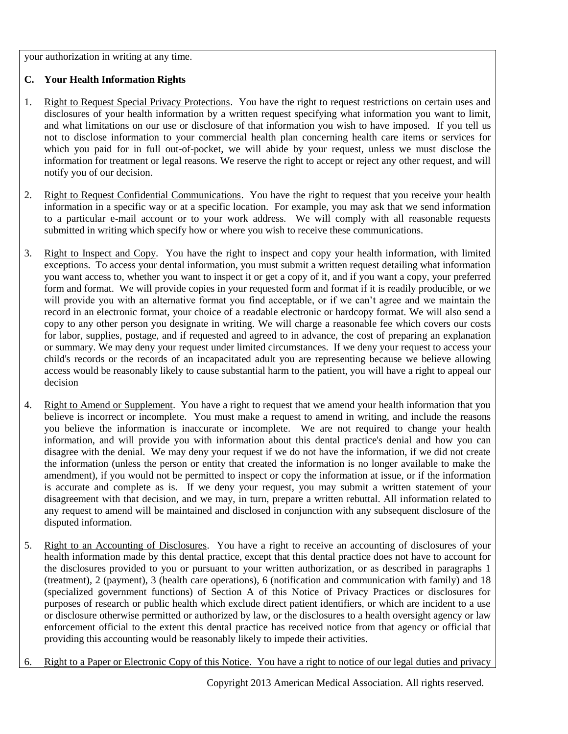your authorization in writing at any time.

**C. Your Health Information Rights**

1. Right to Request Special Privacy Protections. You have the right to request restrictions on certain uses and disclosures of your health information by a written request specifying what information you want to limit, and what limitations on our use or disclosure of that information you wish to have imposed. If you tell us not to disclose information to your commercial health plan concerning health care items or services for which you paid for in full out-of-pocket, we will abide by your request, unless we must disclose the information for treatment or legal reasons. We reserve the right to accept or reject any other request, and will notify you of our decision.

2. Right to Request Confidential Communications. You have the right to request that you receive your health information in a specific way or at a specific location. For example, you may ask that we send information to a particular e-mail account or to your work address. We will comply with all reasonable requests submitted in writing which specify how or where you wish to receive these communications.

3. Right to Inspect and Copy. You have the right to inspect and copy your health information, with limited exceptions. To access your dental information, you must submit a written request detailing what information you want access to, whether you want to inspect it or get a copy of it, and if you want a copy, your preferred form and format. We will provide copies in your requested form and format if it is readily producible, or we will provide you with an alternative format you find acceptable, or if we can't agree and we maintain the record in an electronic format, your choice of a readable electronic or hardcopy format. We will also send a copy to any other person you designate in writing. We will charge a reasonable fee which covers our costs for labor, supplies, postage, and if requested and agreed to in advance, the cost of preparing an explanation or summary. We may deny your request under limited circumstances. If we deny your request to access your child's records or the records of an incapacitated adult you are representing because we believe allowing access would be reasonably likely to cause substantial harm to the patient, you will have a right to appeal our decision

4. Right to Amend or Supplement. You have a right to request that we amend your health information that you believe is incorrect or incomplete. You must make a request to amend in writing, and include the reasons you believe the information is inaccurate or incomplete. We are not required to change your health information, and will provide you with information about this dental practice's denial and how you can disagree with the denial. We may deny your request if we do not have the information, if we did not create the information (unless the person or entity that created the information is no longer available to make the amendment), if you would not be permitted to inspect or copy the information at issue, or if the information is accurate and complete as is. If we deny your request, you may submit a written statement of your disagreement with that decision, and we may, in turn, prepare a written rebuttal. All information related to any request to amend will be maintained and disclosed in conjunction with any subsequent disclosure of the disputed information.

5. Right to an Accounting of Disclosures. You have a right to receive an accounting of disclosures of your health information made by this dental practice, except that this dental practice does not have to account for the disclosures provided to you or pursuant to your written authorization, or as described in paragraphs 1 (treatment), 2 (payment), 3 (health care operations), 6 (notification and communication with family) and 18 (specialized government functions) of Section A of this Notice of Privacy Practices or disclosures for purposes of research or public health which exclude direct patient identifiers, or which are incident to a use or disclosure otherwise permitted or authorized by law, or the disclosures to a health oversight agency or law enforcement official to the extent this dental practice has received notice from that agency or official that providing this accounting would be reasonably likely to impede their activities.

6. Right to a Paper or Electronic Copy of this Notice. You have a right to notice of our legal duties and privacy

Copyright 2013 American Medical Association. All rights reserved.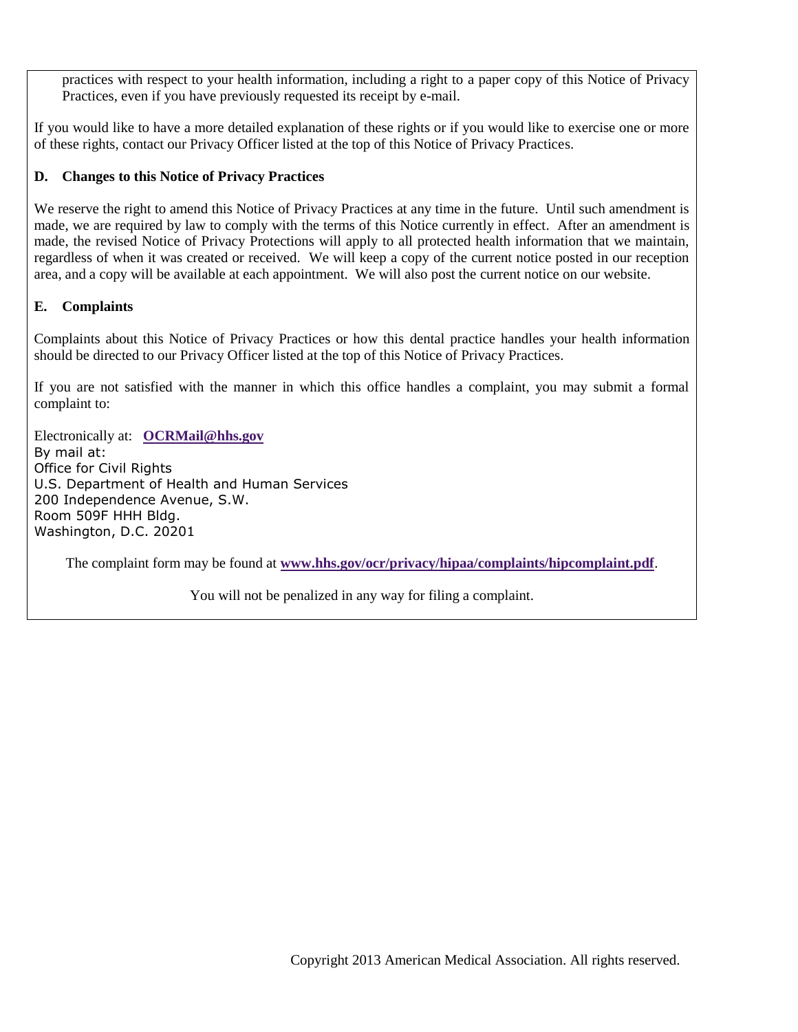practices with respect to your health information, including a right to a paper copy of this Notice of Privacy Practices, even if you have previously requested its receipt by e-mail.

If you would like to have a more detailed explanation of these rights or if you would like to exercise one or more of these rights, contact our Privacy Officer listed at the top of this Notice of Privacy Practices.

**D. Changes to this Notice of Privacy Practices**

We reserve the right to amend this Notice of Privacy Practices at any time in the future. Until such amendment is made, we are required by law to comply with the terms of this Notice currently in effect. After an amendment is made, the revised Notice of Privacy Protections will apply to all protected health information that we maintain, regardless of when it was created or received. We will keep a copy of the current notice posted in our reception area, and a copy will be available at each appointment. We will also post the current notice on our website.

**E. Complaints**

Complaints about this Notice of Privacy Practices or how this dental practice handles your health information should be directed to our Privacy Officer listed at the top of this Notice of Privacy Practices.

If you are not satisfied with the manner in which this office handles a complaint, you may submit a formal complaint to:

Electronically at: **OCRMail@hhs.gov**
By mail at:
Office for Civil Rights
U.S. Department of Health and Human Services
200 Independence Avenue, S.W.
Room 509F HHH Bldg.
Washington, D.C. 20201

The complaint form may be found at **www.hhs.gov/ocr/privacy/hipaa/complaints/hipcomplaint.pdf**.

You will not be penalized in any way for filing a complaint.

Copyright 2013 American Medical Association. All rights reserved.